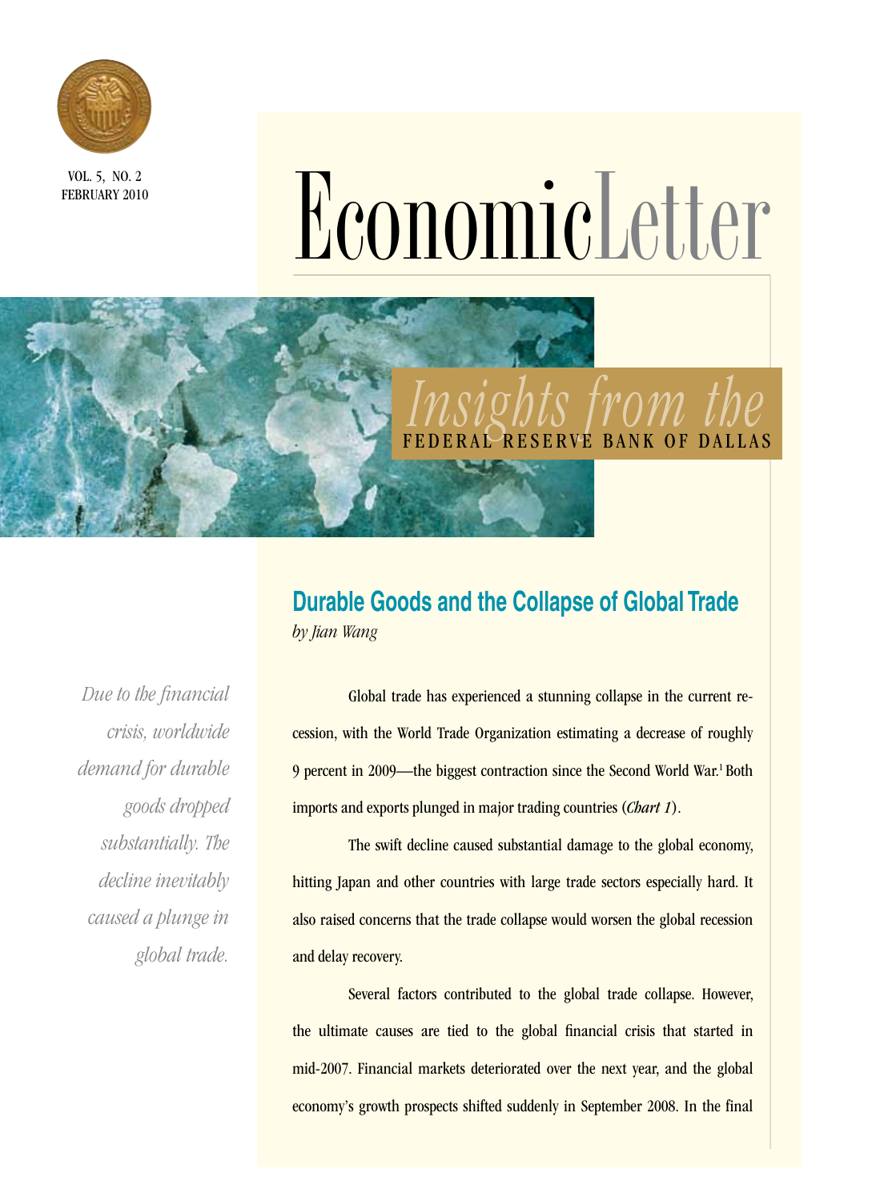VOL. 5, NO. 2
FEBRUARY 2010

# EconomicLetter

*Insights from the* FEDERAL RESERVE BANK OF DALLAS

## Durable Goods and the Collapse of Global Trade

*by Jian Wang*

*Due to the financial crisis, worldwide demand for durable goods dropped substantially. The decline inevitably caused a plunge in global trade.*

Global trade has experienced a stunning collapse in the current recession, with the World Trade Organization estimating a decrease of roughly 9 percent in 2009—the biggest contraction since the Second World War.[1] Both imports and exports plunged in major trading countries (*Chart 1*).

The swift decline caused substantial damage to the global economy, hitting Japan and other countries with large trade sectors especially hard. It also raised concerns that the trade collapse would worsen the global recession and delay recovery.

Several factors contributed to the global trade collapse. However, the ultimate causes are tied to the global financial crisis that started in mid-2007. Financial markets deteriorated over the next year, and the global economy's growth prospects shifted suddenly in September 2008. In the final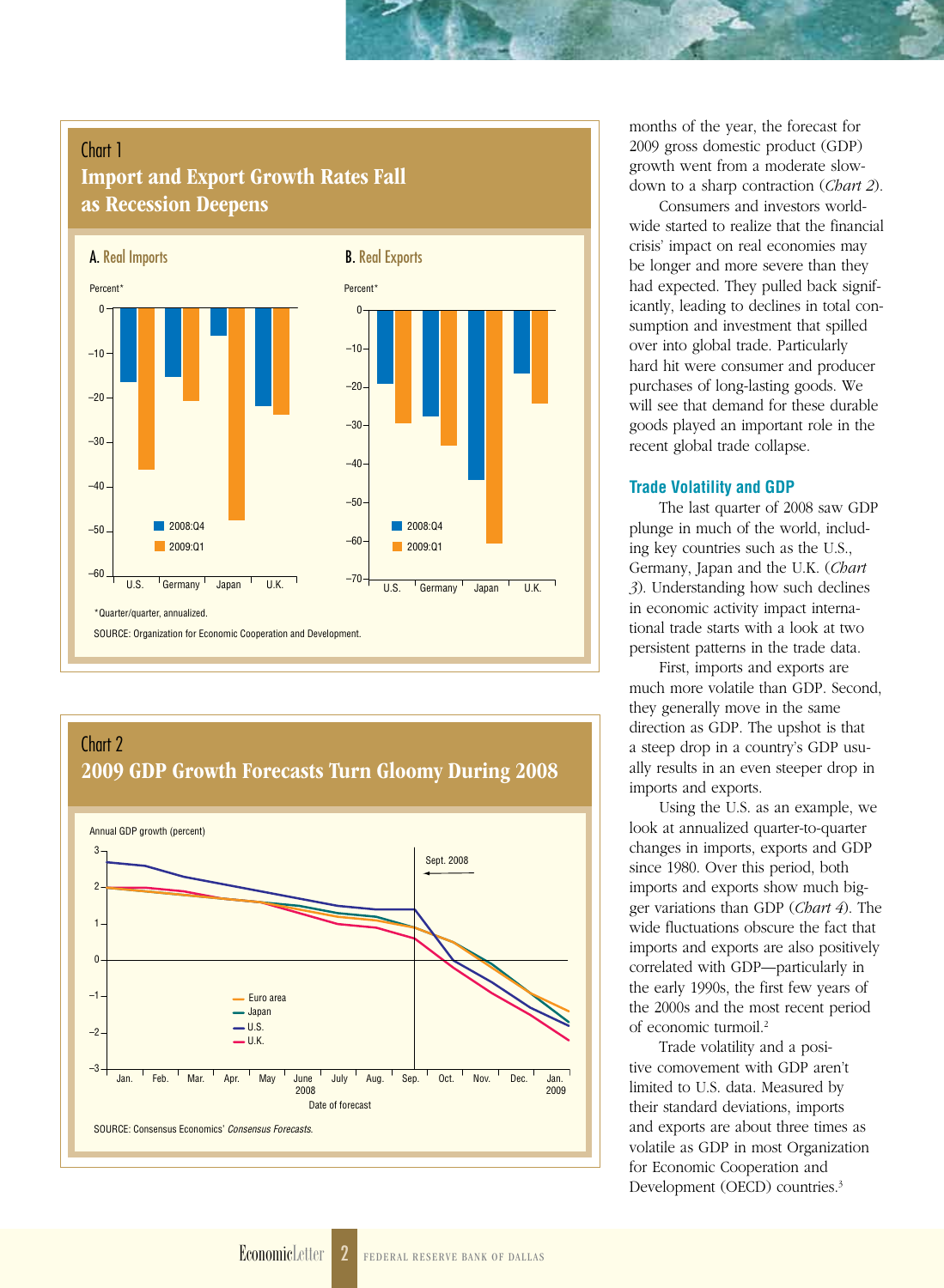### Chart 1
**Import and Export Growth Rates Fall as Recession Deepens**

**A. Real Imports**

Percent*

**B. Real Exports**

Percent*

*Quarter/quarter, annualized.

SOURCE: Organization for Economic Cooperation and Development.

### Chart 2
**2009 GDP Growth Forecasts Turn Gloomy During 2008**

Annual GDP growth (percent)

SOURCE: Consensus Economics' *Consensus Forecasts*.

months of the year, the forecast for 2009 gross domestic product (GDP) growth went from a moderate slowdown to a sharp contraction (*Chart 2*).

Consumers and investors worldwide started to realize that the financial crisis' impact on real economies may be longer and more severe than they had expected. They pulled back significantly, leading to declines in total consumption and investment that spilled over into global trade. Particularly hard hit were consumer and producer purchases of long-lasting goods. We will see that demand for these durable goods played an important role in the recent global trade collapse.

## Trade Volatility and GDP

The last quarter of 2008 saw GDP plunge in much of the world, including key countries such as the U.S., Germany, Japan and the U.K. (*Chart 3*). Understanding how such declines in economic activity impact international trade starts with a look at two persistent patterns in the trade data.

First, imports and exports are much more volatile than GDP. Second, they generally move in the same direction as GDP. The upshot is that a steep drop in a country's GDP usually results in an even steeper drop in imports and exports.

Using the U.S. as an example, we look at annualized quarter-to-quarter changes in imports, exports and GDP since 1980. Over this period, both imports and exports show much bigger variations than GDP (*Chart 4*). The wide fluctuations obscure the fact that imports and exports are also positively correlated with GDP—particularly in the early 1990s, the first few years of the 2000s and the most recent period of economic turmoil.[2]

Trade volatility and a positive comovement with GDP aren't limited to U.S. data. Measured by their standard deviations, imports and exports are about three times as volatile as GDP in most Organization for Economic Cooperation and Development (OECD) countries.[3]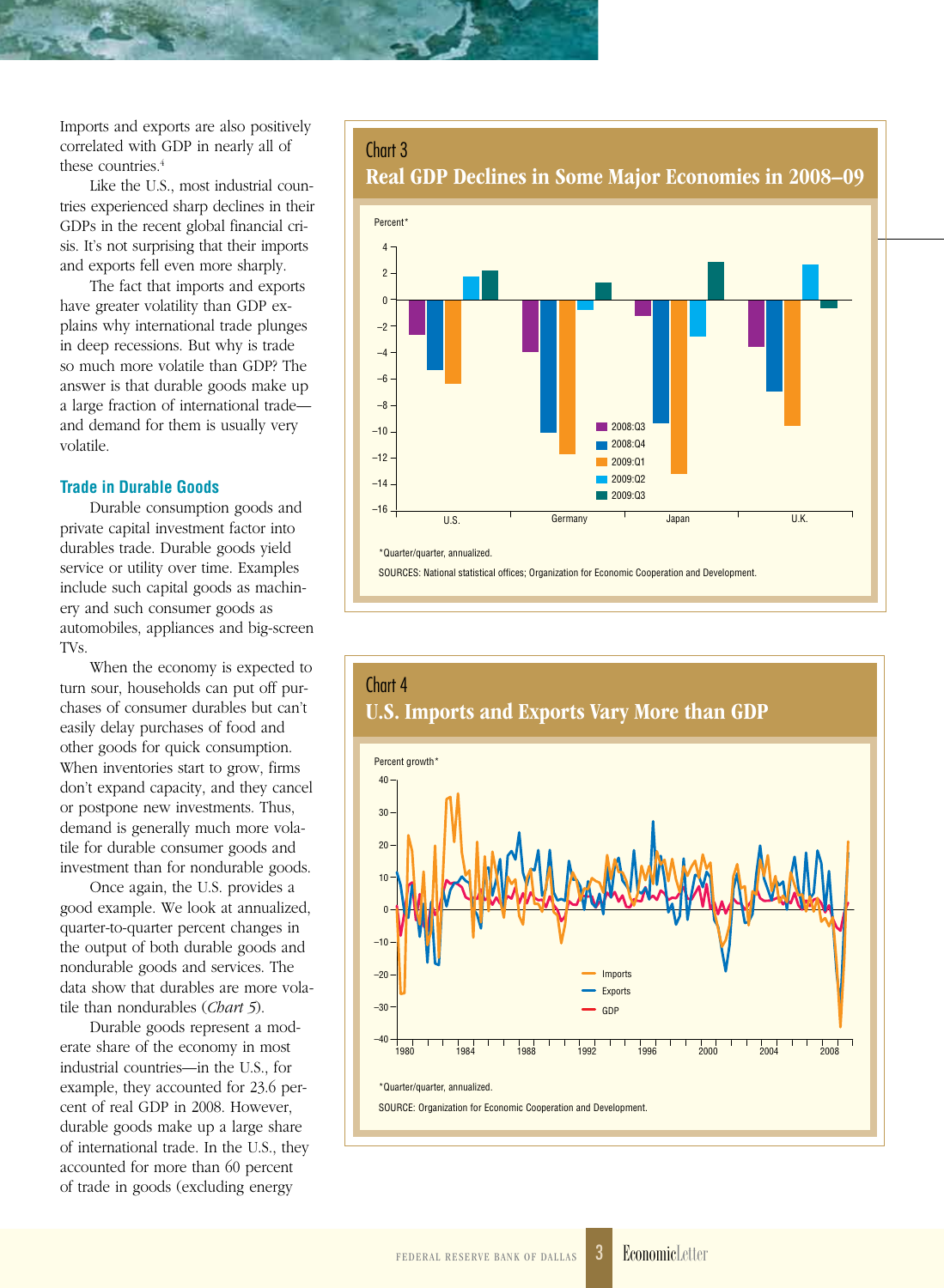Imports and exports are also positively correlated with GDP in nearly all of these countries.[4]

Like the U.S., most industrial countries experienced sharp declines in their GDPs in the recent global financial crisis. It's not surprising that their imports and exports fell even more sharply.

The fact that imports and exports have greater volatility than GDP explains why international trade plunges in deep recessions. But why is trade so much more volatile than GDP? The answer is that durable goods make up a large fraction of international trade—and demand for them is usually very volatile.

## Trade in Durable Goods

Durable consumption goods and private capital investment factor into durables trade. Durable goods yield service or utility over time. Examples include such capital goods as machinery and such consumer goods as automobiles, appliances and big-screen TVs.

When the economy is expected to turn sour, households can put off purchases of consumer durables but can't easily delay purchases of food and other goods for quick consumption. When inventories start to grow, firms don't expand capacity, and they cancel or postpone new investments. Thus, demand is generally much more volatile for durable consumer goods and investment than for nondurable goods.

Once again, the U.S. provides a good example. We look at annualized, quarter-to-quarter percent changes in the output of both durable goods and nondurable goods and services. The data show that durables are more volatile than nondurables (*Chart 5*).

Durable goods represent a moderate share of the economy in most industrial countries—in the U.S., for example, they accounted for 23.6 percent of real GDP in 2008. However, durable goods make up a large share of international trade. In the U.S., they accounted for more than 60 percent of trade in goods (excluding energy

### Chart 3
### Real GDP Declines in Some Major Economies in 2008–09

\*Quarter/quarter, annualized.

SOURCES: National statistical offices; Organization for Economic Cooperation and Development.

### Chart 4
### U.S. Imports and Exports Vary More than GDP

\*Quarter/quarter, annualized.

SOURCE: Organization for Economic Cooperation and Development.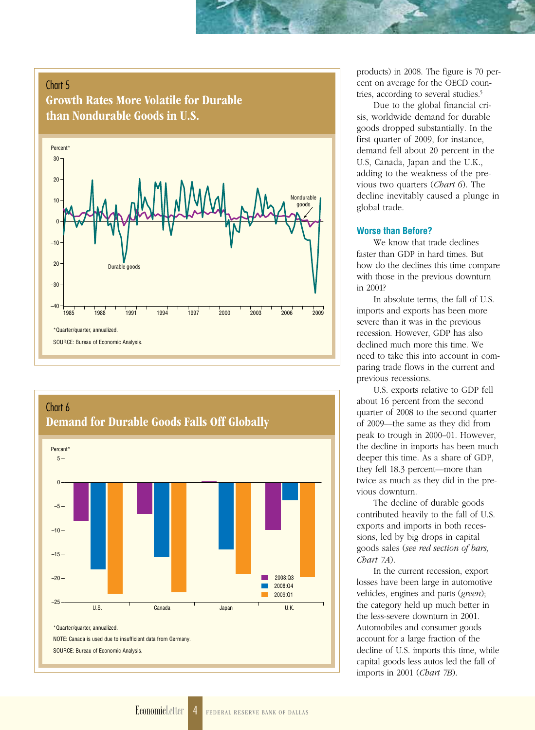### Chart 5
**Growth Rates More Volatile for Durable than Nondurable Goods in U.S.**

Percent*

Nondurable goods

Durable goods

*Quarter/quarter, annualized.

SOURCE: Bureau of Economic Analysis.

### Chart 6
**Demand for Durable Goods Falls Off Globally**

Percent*

2008:Q3
2008:Q4
2009:Q1

U.S. Canada Japan U.K.

*Quarter/quarter, annualized.

NOTE: Canada is used due to insufficient data from Germany.

SOURCE: Bureau of Economic Analysis.

products) in 2008. The figure is 70 percent on average for the OECD countries, according to several studies.[5]

Due to the global financial crisis, worldwide demand for durable goods dropped substantially. In the first quarter of 2009, for instance, demand fell about 20 percent in the U.S, Canada, Japan and the U.K., adding to the weakness of the previous two quarters (*Chart 6*). The decline inevitably caused a plunge in global trade.

## Worse than Before?

We know that trade declines faster than GDP in hard times. But how do the declines this time compare with those in the previous downturn in 2001?

In absolute terms, the fall of U.S. imports and exports has been more severe than it was in the previous recession. However, GDP has also declined much more this time. We need to take this into account in comparing trade flows in the current and previous recessions.

U.S. exports relative to GDP fell about 16 percent from the second quarter of 2008 to the second quarter of 2009—the same as they did from peak to trough in 2000–01. However, the decline in imports has been much deeper this time. As a share of GDP, they fell 18.3 percent—more than twice as much as they did in the previous downturn.

The decline of durable goods contributed heavily to the fall of U.S. exports and imports in both recessions, led by big drops in capital goods sales (*see red section of bars, Chart 7A*).

In the current recession, export losses have been large in automotive vehicles, engines and parts (*green*); the category held up much better in the less-severe downturn in 2001. Automobiles and consumer goods account for a large fraction of the decline of U.S. imports this time, while capital goods less autos led the fall of imports in 2001 (*Chart 7B*).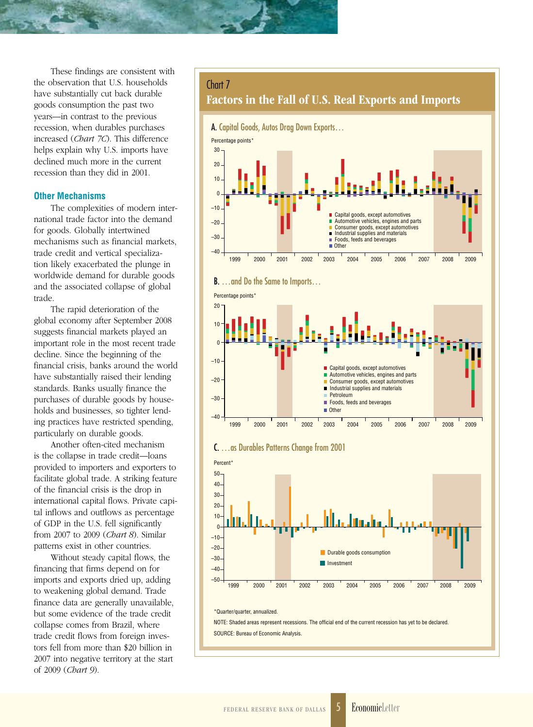These findings are consistent with the observation that U.S. households have substantially cut back durable goods consumption the past two years—in contrast to the previous recession, when durables purchases increased (*Chart 7C*). This difference helps explain why U.S. imports have declined much more in the current recession than they did in 2001.

## Other Mechanisms

The complexities of modern international trade factor into the demand for goods. Globally intertwined mechanisms such as financial markets, trade credit and vertical specialization likely exacerbated the plunge in worldwide demand for durable goods and the associated collapse of global trade.

The rapid deterioration of the global economy after September 2008 suggests financial markets played an important role in the most recent trade decline. Since the beginning of the financial crisis, banks around the world have substantially raised their lending standards. Banks usually finance the purchases of durable goods by households and businesses, so tighter lending practices have restricted spending, particularly on durable goods.

Another often-cited mechanism is the collapse in trade credit—loans provided to importers and exporters to facilitate global trade. A striking feature of the financial crisis is the drop in international capital flows. Private capital inflows and outflows as percentage of GDP in the U.S. fell significantly from 2007 to 2009 (*Chart 8*). Similar patterns exist in other countries.

Without steady capital flows, the financing that firms depend on for imports and exports dried up, adding to weakening global demand. Trade finance data are generally unavailable, but some evidence of the trade credit collapse comes from Brazil, where trade credit flows from foreign investors fell from more than $20 billion in 2007 into negative territory at the start of 2009 (*Chart 9*).

### Chart 7
### Factors in the Fall of U.S. Real Exports and Imports

**A.** Capital Goods, Autos Drag Down Exports…

Percentage points*

Legend: Capital goods, except automotives; Automotive vehicles, engines and parts; Consumer goods, except automotives; Industrial supplies and materials; Foods, feeds and beverages; Other

**B.** …and Do the Same to Imports…

Percentage points*

Legend: Capital goods, except automotives; Automotive vehicles, engines and parts; Consumer goods, except automotives; Industrial supplies and materials; Petroleum; Foods, feeds and beverages; Other

**C.** …as Durables Patterns Change from 2001

Percent*

Legend: Durable goods consumption; Investment

*Quarter/quarter, annualized.

NOTE: Shaded areas represent recessions. The official end of the current recession has yet to be declared.

SOURCE: Bureau of Economic Analysis.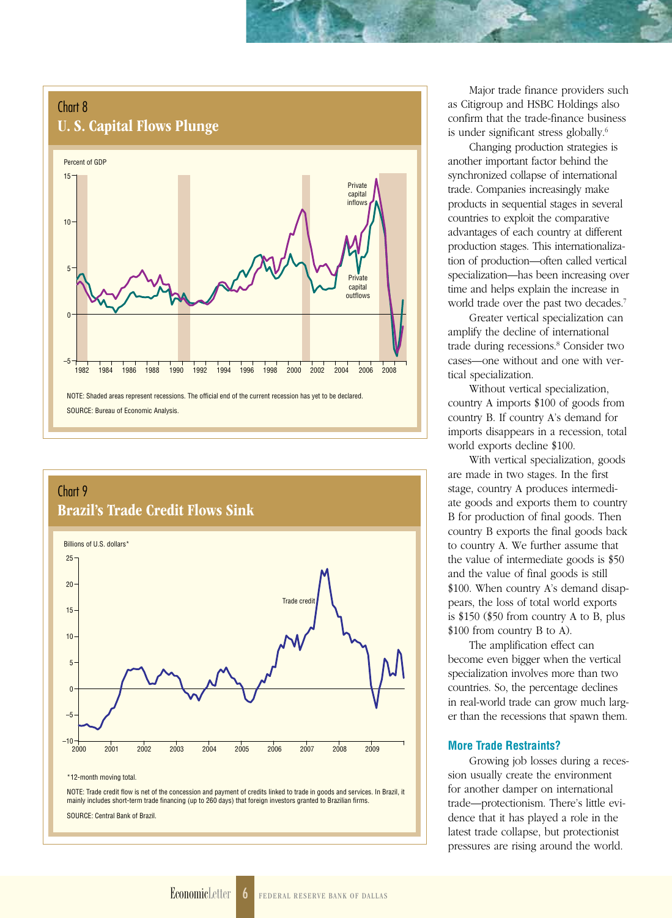## Chart 8
### U. S. Capital Flows Plunge

Percent of GDP

NOTE: Shaded areas represent recessions. The official end of the current recession has yet to be declared.

SOURCE: Bureau of Economic Analysis.

## Chart 9
### Brazil's Trade Credit Flows Sink

Billions of U.S. dollars*

*12-month moving total.

NOTE: Trade credit flow is net of the concession and payment of credits linked to trade in goods and services. In Brazil, it mainly includes short-term trade financing (up to 260 days) that foreign investors granted to Brazilian firms.

SOURCE: Central Bank of Brazil.

Major trade finance providers such as Citigroup and HSBC Holdings also confirm that the trade-finance business is under significant stress globally.[6]

Changing production strategies is another important factor behind the synchronized collapse of international trade. Companies increasingly make products in sequential stages in several countries to exploit the comparative advantages of each country at different production stages. This internationalization of production—often called vertical specialization—has been increasing over time and helps explain the increase in world trade over the past two decades.[7]

Greater vertical specialization can amplify the decline of international trade during recessions.[8] Consider two cases—one without and one with vertical specialization.

Without vertical specialization, country A imports $100 of goods from country B. If country A's demand for imports disappears in a recession, total world exports decline $100.

With vertical specialization, goods are made in two stages. In the first stage, country A produces intermediate goods and exports them to country B for production of final goods. Then country B exports the final goods back to country A. We further assume that the value of intermediate goods is $50 and the value of final goods is still $100. When country A's demand disappears, the loss of total world exports is $150 ($50 from country A to B, plus $100 from country B to A).

The amplification effect can become even bigger when the vertical specialization involves more than two countries. So, the percentage declines in real-world trade can grow much larger than the recessions that spawn them.

### More Trade Restraints?

Growing job losses during a recession usually create the environment for another damper on international trade—protectionism. There's little evidence that it has played a role in the latest trade collapse, but protectionist pressures are rising around the world.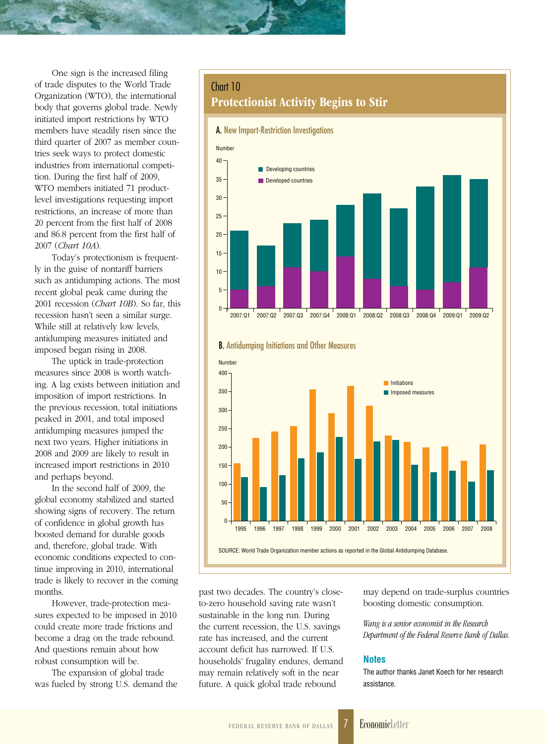One sign is the increased filing of trade disputes to the World Trade Organization (WTO), the international body that governs global trade. Newly initiated import restrictions by WTO members have steadily risen since the third quarter of 2007 as member countries seek ways to protect domestic industries from international competition. During the first half of 2009, WTO members initiated 71 product-level investigations requesting import restrictions, an increase of more than 20 percent from the first half of 2008 and 86.8 percent from the first half of 2007 (*Chart 10A*).

Today's protectionism is frequently in the guise of nontariff barriers such as antidumping actions. The most recent global peak came during the 2001 recession (*Chart 10B*). So far, this recession hasn't seen a similar surge. While still at relatively low levels, antidumping measures initiated and imposed began rising in 2008.

The uptick in trade-protection measures since 2008 is worth watching. A lag exists between initiation and imposition of import restrictions. In the previous recession, total initiations peaked in 2001, and total imposed antidumping measures jumped the next two years. Higher initiations in 2008 and 2009 are likely to result in increased import restrictions in 2010 and perhaps beyond.

In the second half of 2009, the global economy stabilized and started showing signs of recovery. The return of confidence in global growth has boosted demand for durable goods and, therefore, global trade. With economic conditions expected to continue improving in 2010, international trade is likely to recover in the coming months.

However, trade-protection measures expected to be imposed in 2010 could create more trade frictions and become a drag on the trade rebound. And questions remain about how robust consumption will be.

The expansion of global trade was fueled by strong U.S. demand the past two decades. The country's close-to-zero household saving rate wasn't sustainable in the long run. During the current recession, the U.S. savings rate has increased, and the current account deficit has narrowed. If U.S. households' frugality endures, demand may remain relatively soft in the near future. A quick global trade rebound may depend on trade-surplus countries boosting domestic consumption.

**Chart 10**
**Protectionist Activity Begins to Stir**

**A. New Import-Restriction Investigations**

**B. Antidumping Initiations and Other Measures**

SOURCE: World Trade Organization member actions as reported in the Global Antidumping Database.

*Wang is a senior economist in the Research Department of the Federal Reserve Bank of Dallas.*

### Notes

The author thanks Janet Koech for her research assistance.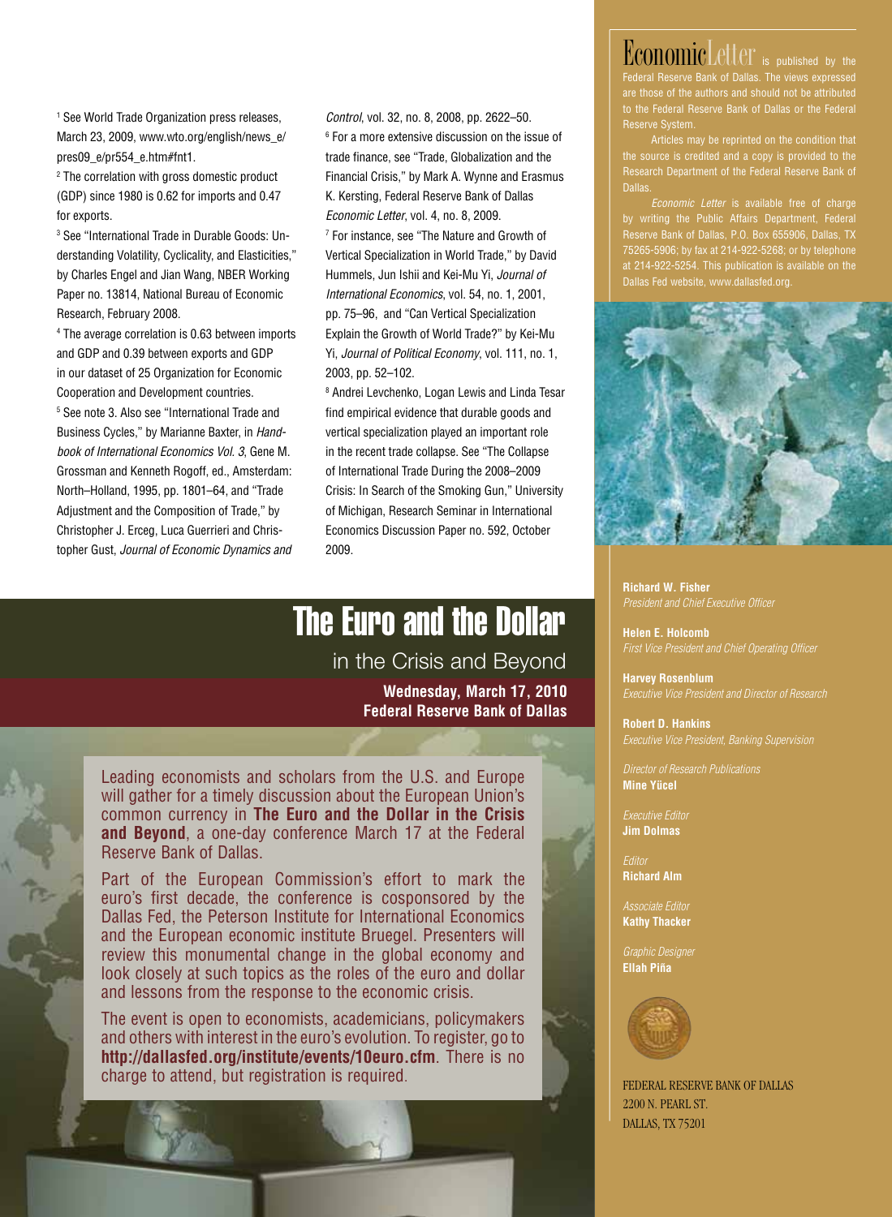[1] See World Trade Organization press releases, March 23, 2009, www.wto.org/english/news_e/pres09_e/pr554_e.htm#fnt1.

[2] The correlation with gross domestic product (GDP) since 1980 is 0.62 for imports and 0.47 for exports.

[3] See "International Trade in Durable Goods: Understanding Volatility, Cyclicality, and Elasticities," by Charles Engel and Jian Wang, NBER Working Paper no. 13814, National Bureau of Economic Research, February 2008.

[4] The average correlation is 0.63 between imports and GDP and 0.39 between exports and GDP in our dataset of 25 Organization for Economic Cooperation and Development countries.

[5] See note 3. Also see "International Trade and Business Cycles," by Marianne Baxter, in *Handbook of International Economics Vol. 3*, Gene M. Grossman and Kenneth Rogoff, ed., Amsterdam: North–Holland, 1995, pp. 1801–64, and "Trade Adjustment and the Composition of Trade," by Christopher J. Erceg, Luca Guerrieri and Christopher Gust, *Journal of Economic Dynamics and Control*, vol. 32, no. 8, 2008, pp. 2622–50.

[6] For a more extensive discussion on the issue of trade finance, see "Trade, Globalization and the Financial Crisis," by Mark A. Wynne and Erasmus K. Kersting, Federal Reserve Bank of Dallas *Economic Letter*, vol. 4, no. 8, 2009.

[7] For instance, see "The Nature and Growth of Vertical Specialization in World Trade," by David Hummels, Jun Ishii and Kei-Mu Yi, *Journal of International Economics*, vol. 54, no. 1, 2001, pp. 75–96, and "Can Vertical Specialization Explain the Growth of World Trade?" by Kei-Mu Yi, *Journal of Political Economy*, vol. 111, no. 1, 2003, pp. 52–102.

[8] Andrei Levchenko, Logan Lewis and Linda Tesar find empirical evidence that durable goods and vertical specialization played an important role in the recent trade collapse. See "The Collapse of International Trade During the 2008–2009 Crisis: In Search of the Smoking Gun," University of Michigan, Research Seminar in International Economics Discussion Paper no. 592, October 2009.

# The Euro and the Dollar

## in the Crisis and Beyond

**Wednesday, March 17, 2010**
**Federal Reserve Bank of Dallas**

Leading economists and scholars from the U.S. and Europe will gather for a timely discussion about the European Union's common currency in **The Euro and the Dollar in the Crisis and Beyond**, a one-day conference March 17 at the Federal Reserve Bank of Dallas.

Part of the European Commission's effort to mark the euro's first decade, the conference is cosponsored by the Dallas Fed, the Peterson Institute for International Economics and the European economic institute Bruegel. Presenters will review this monumental change in the global economy and look closely at such topics as the roles of the euro and dollar and lessons from the response to the economic crisis.

The event is open to economists, academicians, policymakers and others with interest in the euro's evolution. To register, go to **http://dallasfed.org/institute/events/10euro.cfm**. There is no charge to attend, but registration is required.

**EconomicLetter** is published by the Federal Reserve Bank of Dallas. The views expressed are those of the authors and should not be attributed to the Federal Reserve Bank of Dallas or the Federal Reserve System.

Articles may be reprinted on the condition that the source is credited and a copy is provided to the Research Department of the Federal Reserve Bank of Dallas.

*Economic Letter* is available free of charge by writing the Public Affairs Department, Federal Reserve Bank of Dallas, P.O. Box 655906, Dallas, TX 75265-5906; by fax at 214-922-5268; or by telephone at 214-922-5254. This publication is available on the Dallas Fed website, www.dallasfed.org.

**Richard W. Fisher**
*President and Chief Executive Officer*

**Helen E. Holcomb**
*First Vice President and Chief Operating Officer*

**Harvey Rosenblum**
*Executive Vice President and Director of Research*

**Robert D. Hankins**
*Executive Vice President, Banking Supervision*

*Director of Research Publications*
**Mine Yücel**

*Executive Editor*
**Jim Dolmas**

*Editor*
**Richard Alm**

*Associate Editor*
**Kathy Thacker**

*Graphic Designer*
**Ellah Piña**

FEDERAL RESERVE BANK OF DALLAS
2200 N. PEARL ST.
DALLAS, TX 75201